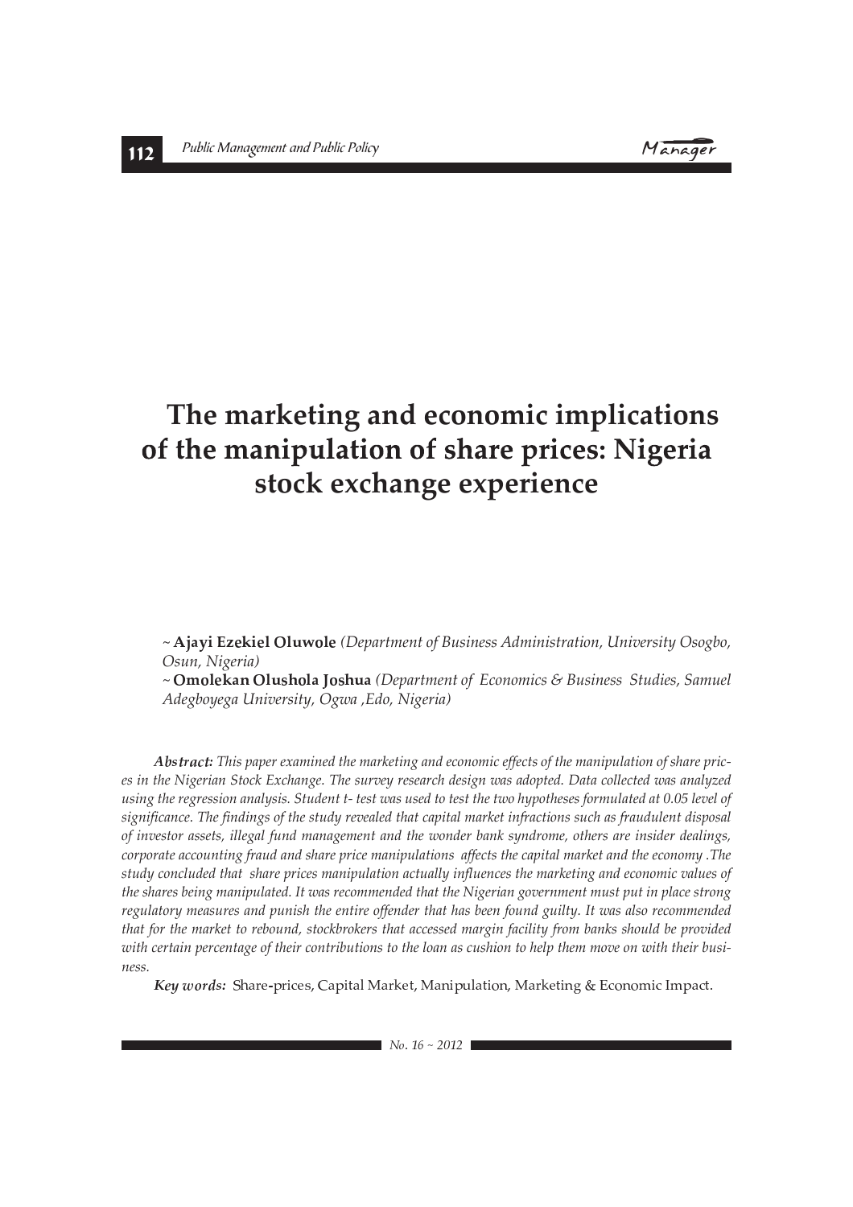# The marketing and economic implications of the manipulation of share prices: Nigeria stock exchange experience

~ **Ajayi Ezekiel Oluwole** *(Department of Business Administration, University Osogbo, Osun, Nigeria)*

~ **Omolekan Olushola Joshua** *(Department of Economics & Business Studies, Samuel Adegboyega University, Ogwa ,Edo, Nigeria)*

***Abstract:*** *This paper examined the marketing and economic effects of the manipulation of share prices in the Nigerian Stock Exchange. The survey research design was adopted. Data collected was analyzed using the regression analysis. Student t- test was used to test the two hypotheses formulated at 0.05 level of significance. The findings of the study revealed that capital market infractions such as fraudulent disposal of investor assets, illegal fund management and the wonder bank syndrome, others are insider dealings, corporate accounting fraud and share price manipulations affects the capital market and the economy .The study concluded that share prices manipulation actually influences the marketing and economic values of the shares being manipulated. It was recommended that the Nigerian government must put in place strong regulatory measures and punish the entire offender that has been found guilty. It was also recommended that for the market to rebound, stockbrokers that accessed margin facility from banks should be provided with certain percentage of their contributions to the loan as cushion to help them move on with their business.*

***Key words:*** Share-prices, Capital Market, Manipulation, Marketing & Economic Impact.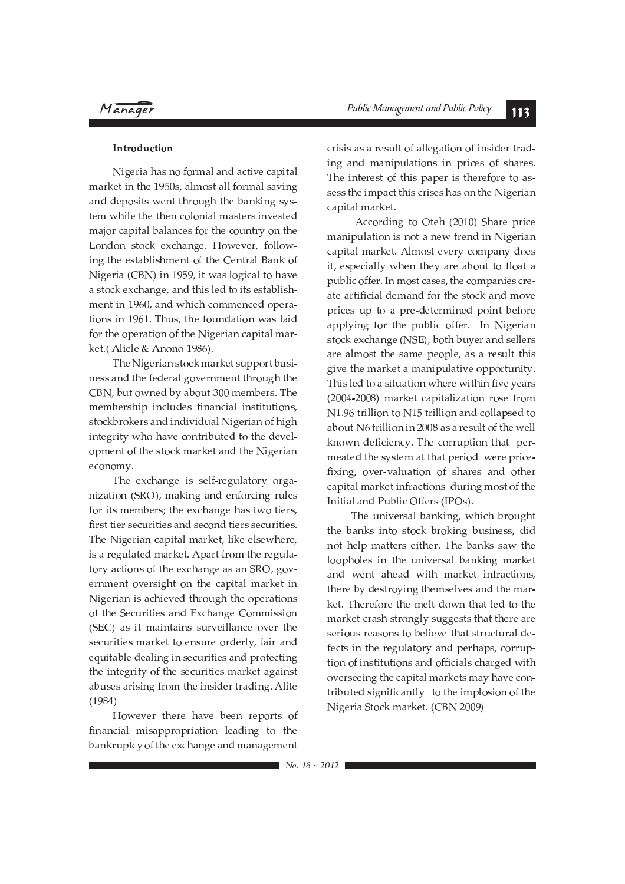**Introduction**

Nigeria has no formal and active capital market in the 1950s, almost all formal saving and deposits went through the banking system while the then colonial masters invested major capital balances for the country on the London stock exchange. However, following the establishment of the Central Bank of Nigeria (CBN) in 1959, it was logical to have a stock exchange, and this led to its establishment in 1960, and which commenced operations in 1961. Thus, the foundation was laid for the operation of the Nigerian capital market.( Aliele & Anono 1986).

The Nigerian stock market support business and the federal government through the CBN, but owned by about 300 members. The membership includes financial institutions, stockbrokers and individual Nigerian of high integrity who have contributed to the development of the stock market and the Nigerian economy.

The exchange is self-regulatory organization (SRO), making and enforcing rules for its members; the exchange has two tiers, first tier securities and second tiers securities. The Nigerian capital market, like elsewhere, is a regulated market. Apart from the regulatory actions of the exchange as an SRO, government oversight on the capital market in Nigerian is achieved through the operations of the Securities and Exchange Commission (SEC) as it maintains surveillance over the securities market to ensure orderly, fair and equitable dealing in securities and protecting the integrity of the securities market against abuses arising from the insider trading. Alite (1984)

However there have been reports of financial misappropriation leading to the bankruptcy of the exchange and management crisis as a result of allegation of insider trading and manipulations in prices of shares. The interest of this paper is therefore to assess the impact this crises has on the Nigerian capital market.

According to Oteh (2010) Share price manipulation is not a new trend in Nigerian capital market. Almost every company does it, especially when they are about to float a public offer. In most cases, the companies create artificial demand for the stock and move prices up to a pre-determined point before applying for the public offer. In Nigerian stock exchange (NSE), both buyer and sellers are almost the same people, as a result this give the market a manipulative opportunity. This led to a situation where within five years (2004-2008) market capitalization rose from N1.96 trillion to N15 trillion and collapsed to about N6 trillion in 2008 as a result of the well known deficiency. The corruption that permeated the system at that period were price-fixing, over-valuation of shares and other capital market infractions during most of the Initial and Public Offers (IPOs).

The universal banking, which brought the banks into stock broking business, did not help matters either. The banks saw the loopholes in the universal banking market and went ahead with market infractions, there by destroying themselves and the market. Therefore the melt down that led to the market crash strongly suggests that there are serious reasons to believe that structural defects in the regulatory and perhaps, corruption of institutions and officials charged with overseeing the capital markets may have contributed significantly to the implosion of the Nigeria Stock market. (CBN 2009)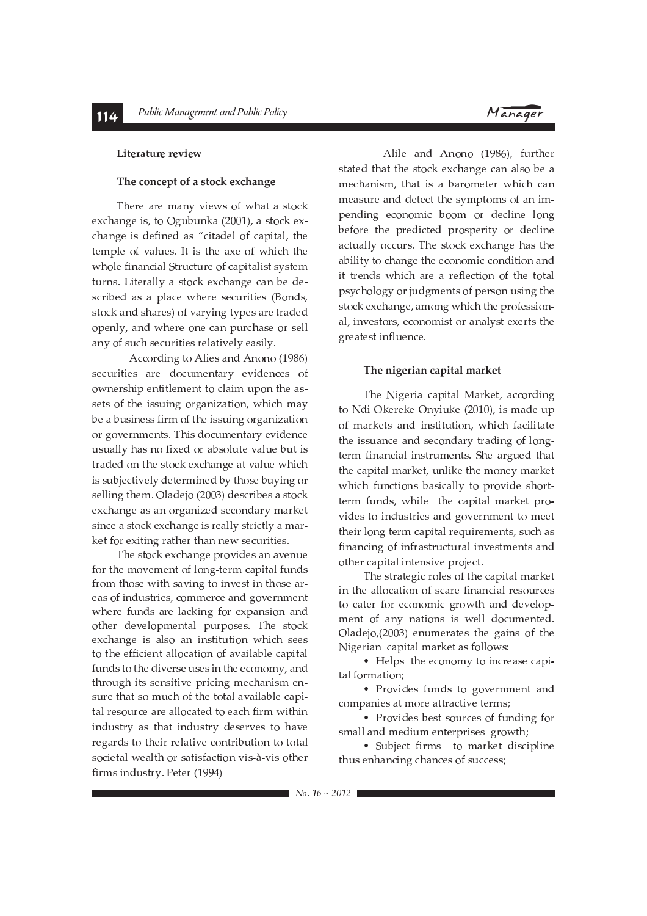## Literature review

### The concept of a stock exchange

There are many views of what a stock exchange is, to Ogubunka (2001), a stock exchange is defined as "citadel of capital, the temple of values. It is the axe of which the whole financial Structure of capitalist system turns. Literally a stock exchange can be described as a place where securities (Bonds, stock and shares) of varying types are traded openly, and where one can purchase or sell any of such securities relatively easily.

According to Alies and Anono (1986) securities are documentary evidences of ownership entitlement to claim upon the assets of the issuing organization, which may be a business firm of the issuing organization or governments. This documentary evidence usually has no fixed or absolute value but is traded on the stock exchange at value which is subjectively determined by those buying or selling them. Oladejo (2003) describes a stock exchange as an organized secondary market since a stock exchange is really strictly a market for exiting rather than new securities.

The stock exchange provides an avenue for the movement of long-term capital funds from those with saving to invest in those areas of industries, commerce and government where funds are lacking for expansion and other developmental purposes. The stock exchange is also an institution which sees to the efficient allocation of available capital funds to the diverse uses in the economy, and through its sensitive pricing mechanism ensure that so much of the total available capital resource are allocated to each firm within industry as that industry deserves to have regards to their relative contribution to total societal wealth or satisfaction vis-à-vis other firms industry. Peter (1994)

Alile and Anono (1986), further stated that the stock exchange can also be a mechanism, that is a barometer which can measure and detect the symptoms of an impending economic boom or decline long before the predicted prosperity or decline actually occurs. The stock exchange has the ability to change the economic condition and it trends which are a reflection of the total psychology or judgments of person using the stock exchange, among which the professional, investors, economist or analyst exerts the greatest influence.

### The nigerian capital market

The Nigeria capital Market, according to Ndi Okereke Onyiuke (2010), is made up of markets and institution, which facilitate the issuance and secondary trading of long-term financial instruments. She argued that the capital market, unlike the money market which functions basically to provide short-term funds, while the capital market provides to industries and government to meet their long term capital requirements, such as financing of infrastructural investments and other capital intensive project.

The strategic roles of the capital market in the allocation of scare financial resources to cater for economic growth and development of any nations is well documented. Oladejo,(2003) enumerates the gains of the Nigerian capital market as follows:

- Helps the economy to increase capital formation;
- Provides funds to government and companies at more attractive terms;
- Provides best sources of funding for small and medium enterprises growth;
- Subject firms to market discipline thus enhancing chances of success;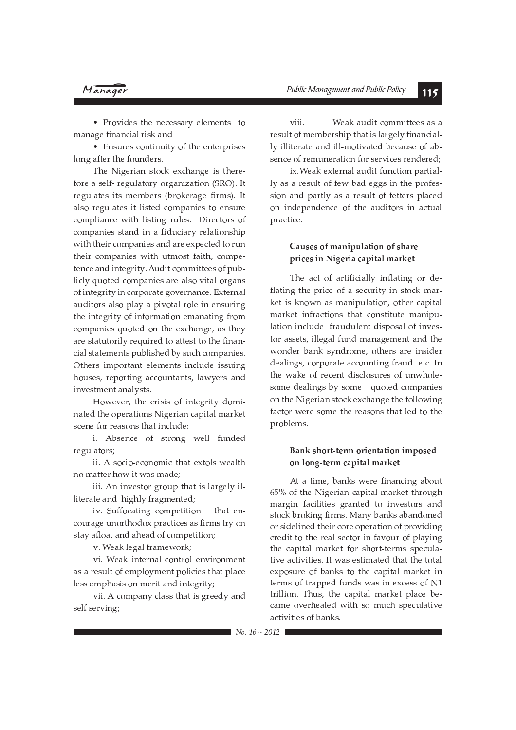• Provides the necessary elements to manage financial risk and

• Ensures continuity of the enterprises long after the founders.

The Nigerian stock exchange is therefore a self- regulatory organization (SRO). It regulates its members (brokerage firms). It also regulates it listed companies to ensure compliance with listing rules. Directors of companies stand in a fiduciary relationship with their companies and are expected to run their companies with utmost faith, competence and integrity. Audit committees of publicly quoted companies are also vital organs of integrity in corporate governance. External auditors also play a pivotal role in ensuring the integrity of information emanating from companies quoted on the exchange, as they are statutorily required to attest to the financial statements published by such companies. Others important elements include issuing houses, reporting accountants, lawyers and investment analysts.

However, the crisis of integrity dominated the operations Nigerian capital market scene for reasons that include:

i. Absence of strong well funded regulators;

ii. A socio-economic that extols wealth no matter how it was made;

iii. An investor group that is largely illiterate and highly fragmented;

iv. Suffocating competition that encourage unorthodox practices as firms try on stay afloat and ahead of competition;

v. Weak legal framework;

vi. Weak internal control environment as a result of employment policies that place less emphasis on merit and integrity;

vii. A company class that is greedy and self serving;

viii. Weak audit committees as a result of membership that is largely financially illiterate and ill-motivated because of absence of remuneration for services rendered;

ix. Weak external audit function partially as a result of few bad eggs in the profession and partly as a result of fetters placed on independence of the auditors in actual practice.

### Causes of manipulation of share prices in Nigeria capital market

The act of artificially inflating or deflating the price of a security in stock market is known as manipulation, other capital market infractions that constitute manipulation include fraudulent disposal of investor assets, illegal fund management and the wonder bank syndrome, others are insider dealings, corporate accounting fraud etc. In the wake of recent disclosures of unwholesome dealings by some quoted companies on the Nigerian stock exchange the following factor were some the reasons that led to the problems.

### Bank short-term orientation imposed on long-term capital market

At a time, banks were financing about 65% of the Nigerian capital market through margin facilities granted to investors and stock broking firms. Many banks abandoned or sidelined their core operation of providing credit to the real sector in favour of playing the capital market for short-terms speculative activities. It was estimated that the total exposure of banks to the capital market in terms of trapped funds was in excess of N1 trillion. Thus, the capital market place became overheated with so much speculative activities of banks.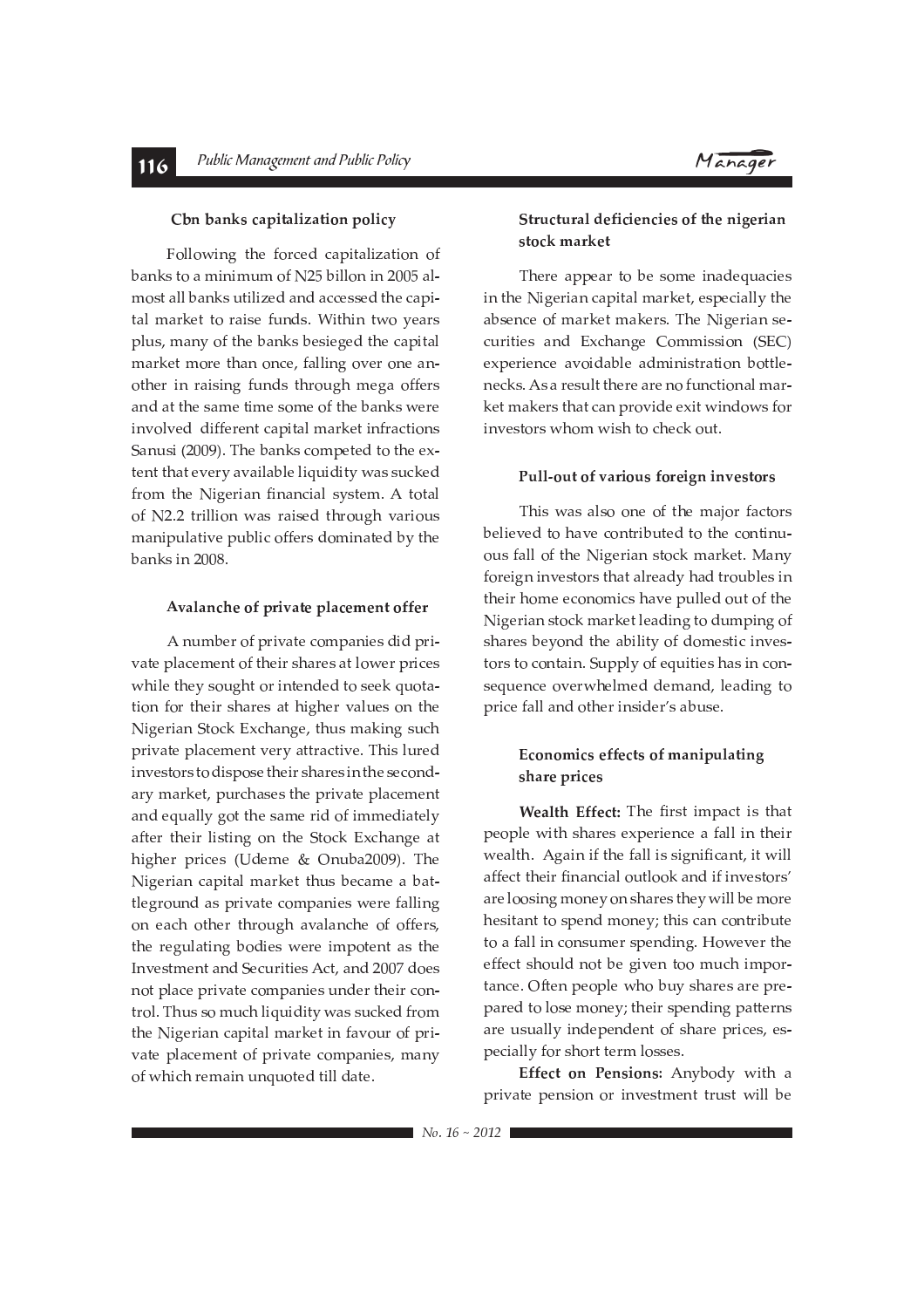### Cbn banks capitalization policy

Following the forced capitalization of banks to a minimum of N25 billon in 2005 almost all banks utilized and accessed the capital market to raise funds. Within two years plus, many of the banks besieged the capital market more than once, falling over one another in raising funds through mega offers and at the same time some of the banks were involved different capital market infractions Sanusi (2009). The banks competed to the extent that every available liquidity was sucked from the Nigerian financial system. A total of N2.2 trillion was raised through various manipulative public offers dominated by the banks in 2008.

### Avalanche of private placement offer

A number of private companies did private placement of their shares at lower prices while they sought or intended to seek quotation for their shares at higher values on the Nigerian Stock Exchange, thus making such private placement very attractive. This lured investors to dispose their shares in the secondary market, purchases the private placement and equally got the same rid of immediately after their listing on the Stock Exchange at higher prices (Udeme & Onuba2009). The Nigerian capital market thus became a battleground as private companies were falling on each other through avalanche of offers, the regulating bodies were impotent as the Investment and Securities Act, and 2007 does not place private companies under their control. Thus so much liquidity was sucked from the Nigerian capital market in favour of private placement of private companies, many of which remain unquoted till date.

### Structural deficiencies of the nigerian stock market

There appear to be some inadequacies in the Nigerian capital market, especially the absence of market makers. The Nigerian securities and Exchange Commission (SEC) experience avoidable administration bottlenecks. As a result there are no functional market makers that can provide exit windows for investors whom wish to check out.

### Pull-out of various foreign investors

This was also one of the major factors believed to have contributed to the continuous fall of the Nigerian stock market. Many foreign investors that already had troubles in their home economics have pulled out of the Nigerian stock market leading to dumping of shares beyond the ability of domestic investors to contain. Supply of equities has in consequence overwhelmed demand, leading to price fall and other insider's abuse.

### Economics effects of manipulating share prices

**Wealth Effect:** The first impact is that people with shares experience a fall in their wealth. Again if the fall is significant, it will affect their financial outlook and if investors' are loosing money on shares they will be more hesitant to spend money; this can contribute to a fall in consumer spending. However the effect should not be given too much importance. Often people who buy shares are prepared to lose money; their spending patterns are usually independent of share prices, especially for short term losses.

**Effect on Pensions:** Anybody with a private pension or investment trust will be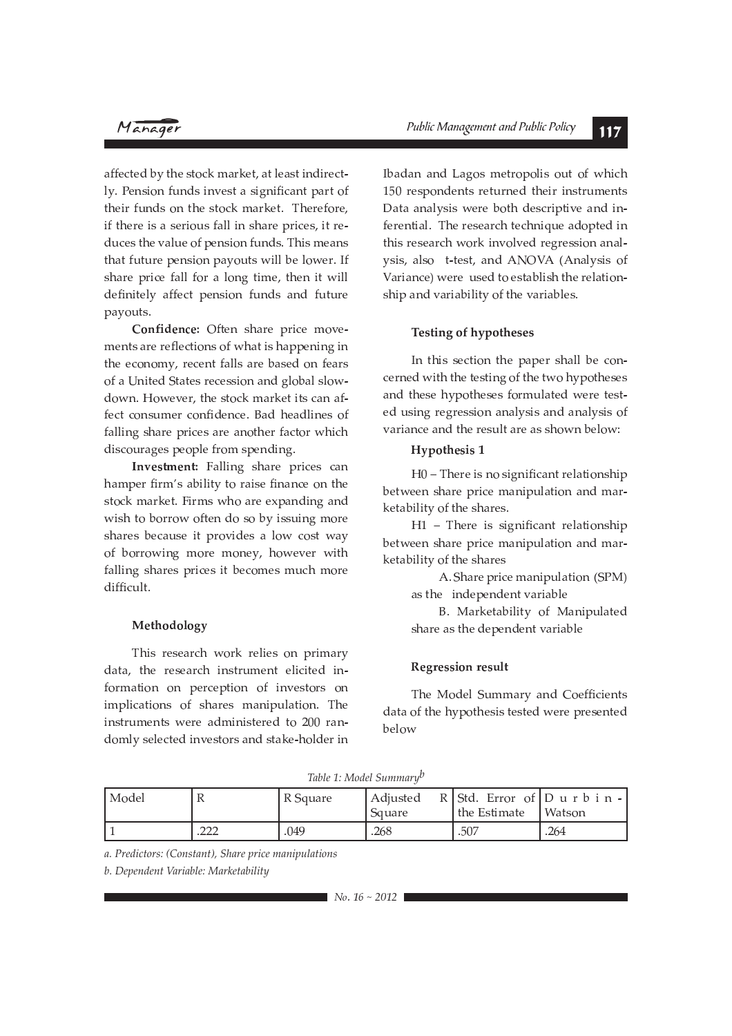affected by the stock market, at least indirectly. Pension funds invest a significant part of their funds on the stock market. Therefore, if there is a serious fall in share prices, it reduces the value of pension funds. This means that future pension payouts will be lower. If share price fall for a long time, then it will definitely affect pension funds and future payouts.

**Confidence:** Often share price movements are reflections of what is happening in the economy, recent falls are based on fears of a United States recession and global slowdown. However, the stock market its can affect consumer confidence. Bad headlines of falling share prices are another factor which discourages people from spending.

**Investment:** Falling share prices can hamper firm's ability to raise finance on the stock market. Firms who are expanding and wish to borrow often do so by issuing more shares because it provides a low cost way of borrowing more money, however with falling shares prices it becomes much more difficult.

## Methodology

This research work relies on primary data, the research instrument elicited information on perception of investors on implications of shares manipulation. The instruments were administered to 200 randomly selected investors and stake-holder in Ibadan and Lagos metropolis out of which 150 respondents returned their instruments Data analysis were both descriptive and inferential. The research technique adopted in this research work involved regression analysis, also t-test, and ANOVA (Analysis of Variance) were used to establish the relationship and variability of the variables.

## Testing of hypotheses

In this section the paper shall be concerned with the testing of the two hypotheses and these hypotheses formulated were tested using regression analysis and analysis of variance and the result are as shown below:

### Hypothesis 1

H0 – There is no significant relationship between share price manipulation and marketability of the shares.

H1 – There is significant relationship between share price manipulation and marketability of the shares

A. Share price manipulation (SPM) as the independent variable

B. Marketability of Manipulated share as the dependent variable

## Regression result

The Model Summary and Coefficients data of the hypothesis tested were presented below

*Table 1: Model Summary[b]*

| Model | R | R Square | Adjusted R Square | Std. Error of the Estimate | Durbin-Watson |
|---|---|---|---|---|---|
| 1 | .222 | .049 | .268 | .507 | .264 |

*a. Predictors: (Constant), Share price manipulations*

*b. Dependent Variable: Marketability*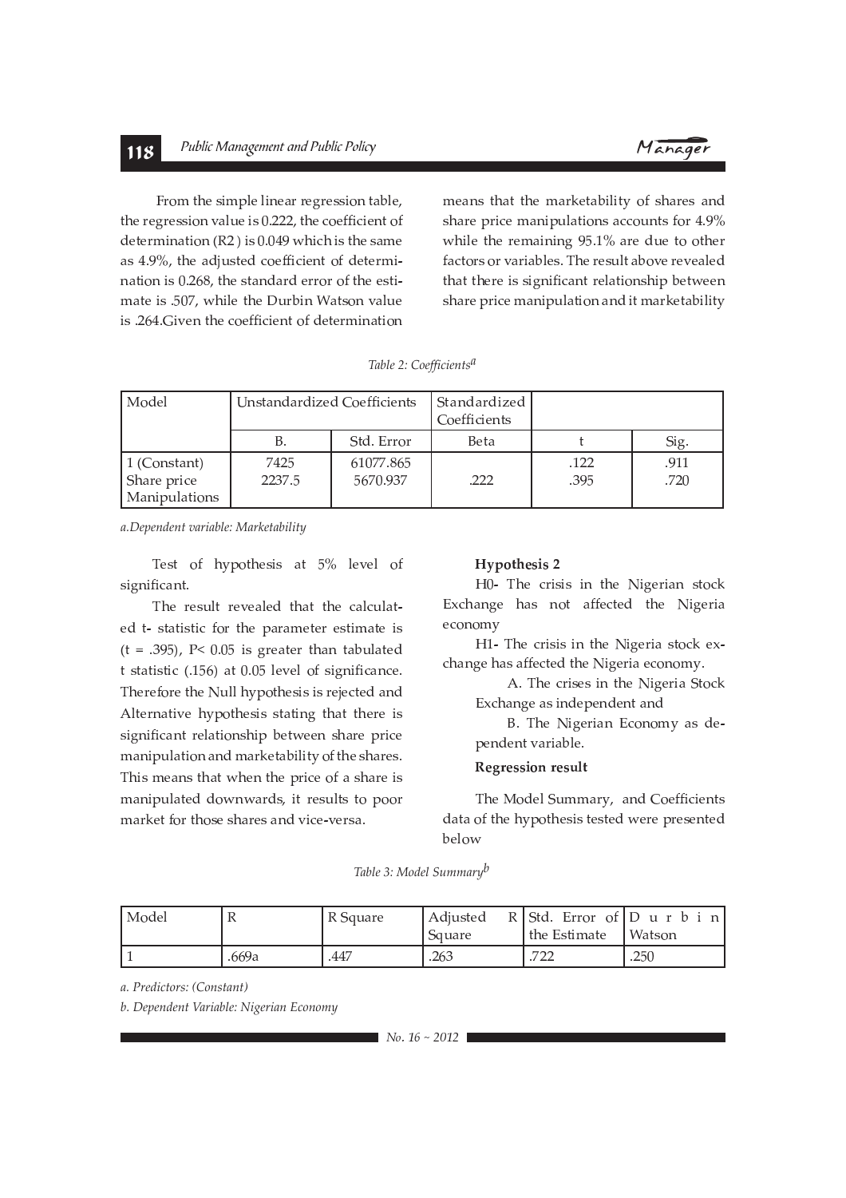From the simple linear regression table, the regression value is 0.222, the coefficient of determination (R2 ) is 0.049 which is the same as 4.9%, the adjusted coefficient of determination is 0.268, the standard error of the estimate is .507, while the Durbin Watson value is .264.Given the coefficient of determination means that the marketability of shares and share price manipulations accounts for 4.9% while the remaining 95.1% are due to other factors or variables. The result above revealed that there is significant relationship between share price manipulation and it marketability

*Table 2: Coefficients*[a]

| Model | Unstandardized Coefficients | | Standardized Coefficients | | |
|---|---|---|---|---|---|
| | B. | Std. Error | Beta | t | Sig. |
| 1 (Constant)<br>Share price Manipulations | 7425<br>2237.5 | 61077.865<br>5670.937 | .222 | .122<br>.395 | .911<br>.720 |

*a.Dependent variable: Marketability*

Test of hypothesis at 5% level of significant.

The result revealed that the calculated t- statistic for the parameter estimate is (t = .395), P< 0.05 is greater than tabulated t statistic (.156) at 0.05 level of significance. Therefore the Null hypothesis is rejected and Alternative hypothesis stating that there is significant relationship between share price manipulation and marketability of the shares. This means that when the price of a share is manipulated downwards, it results to poor market for those shares and vice-versa.

**Hypothesis 2**

H0- The crisis in the Nigerian stock Exchange has not affected the Nigeria economy

H1- The crisis in the Nigeria stock exchange has affected the Nigeria economy.

A. The crises in the Nigeria Stock Exchange as independent and

B. The Nigerian Economy as dependent variable.

**Regression result**

The Model Summary, and Coefficients data of the hypothesis tested were presented below

*Table 3: Model Summary*[b]

| Model | R | R Square | Adjusted R Square | Std. Error of the Estimate | Durbin Watson |
|---|---|---|---|---|---|
| 1 | .669a | .447 | .263 | .722 | .250 |

*a. Predictors: (Constant)*

*b. Dependent Variable: Nigerian Economy*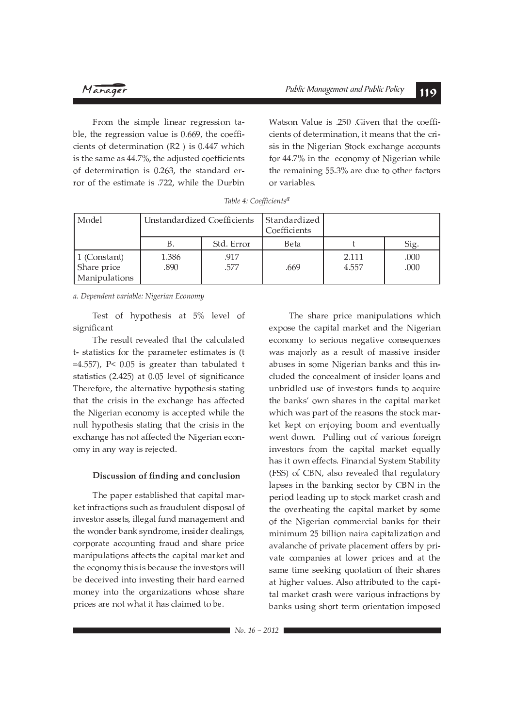From the simple linear regression table, the regression value is 0.669, the coefficients of determination ($R^2$ ) is 0.447 which is the same as 44.7%, the adjusted coefficients of determination is 0.263, the standard error of the estimate is .722, while the Durbin Watson Value is .250 .Given that the coefficients of determination, it means that the crisis in the Nigerian Stock exchange accounts for 44.7% in the economy of Nigerian while the remaining 55.3% are due to other factors or variables.

*Table 4: Coefficients[a]*

| Model | Unstandardized Coefficients | | Standardized Coefficients | | |
|---|---|---|---|---|---|
| | B. | Std. Error | Beta | t | Sig. |
| 1 (Constant) | 1.386 | .917 | | 2.111 | .000 |
| Share price Manipulations | .890 | .577 | .669 | 4.557 | .000 |

*a. Dependent variable: Nigerian Economy*

Test of hypothesis at 5% level of significant

The result revealed that the calculated t- statistics for the parameter estimates is (t =4.557), $P< 0.05$ is greater than tabulated t statistics (2.425) at 0.05 level of significance Therefore, the alternative hypothesis stating that the crisis in the exchange has affected the Nigerian economy is accepted while the null hypothesis stating that the crisis in the exchange has not affected the Nigerian economy in any way is rejected.

### Discussion of finding and conclusion

The paper established that capital market infractions such as fraudulent disposal of investor assets, illegal fund management and the wonder bank syndrome, insider dealings, corporate accounting fraud and share price manipulations affects the capital market and the economy this is because the investors will be deceived into investing their hard earned money into the organizations whose share prices are not what it has claimed to be.

The share price manipulations which expose the capital market and the Nigerian economy to serious negative consequences was majorly as a result of massive insider abuses in some Nigerian banks and this included the concealment of insider loans and unbridled use of investors funds to acquire the banks' own shares in the capital market which was part of the reasons the stock market kept on enjoying boom and eventually went down. Pulling out of various foreign investors from the capital market equally has it own effects. Financial System Stability (FSS) of CBN, also revealed that regulatory lapses in the banking sector by CBN in the period leading up to stock market crash and the overheating the capital market by some of the Nigerian commercial banks for their minimum 25 billion naira capitalization and avalanche of private placement offers by private companies at lower prices and at the same time seeking quotation of their shares at higher values. Also attributed to the capital market crash were various infractions by banks using short term orientation imposed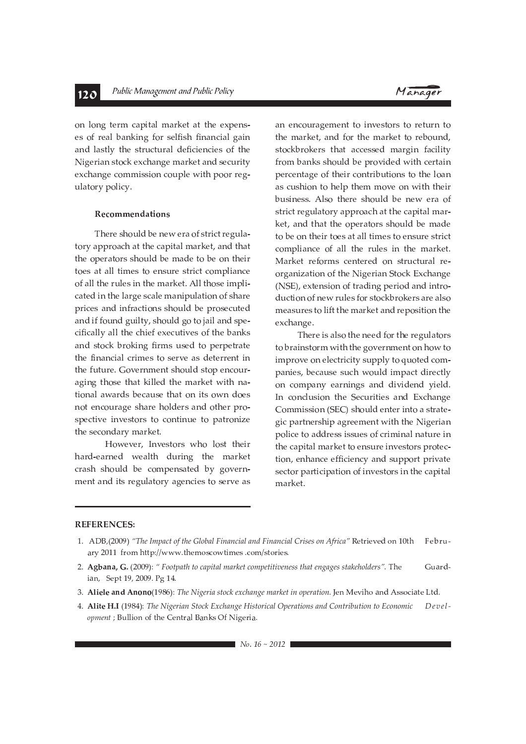on long term capital market at the expenses of real banking for selfish financial gain and lastly the structural deficiencies of the Nigerian stock exchange market and security exchange commission couple with poor regulatory policy.

### Recommendations

There should be new era of strict regulatory approach at the capital market, and that the operators should be made to be on their toes at all times to ensure strict compliance of all the rules in the market. All those implicated in the large scale manipulation of share prices and infractions should be prosecuted and if found guilty, should go to jail and specifically all the chief executives of the banks and stock broking firms used to perpetrate the financial crimes to serve as deterrent in the future. Government should stop encouraging those that killed the market with national awards because that on its own does not encourage share holders and other prospective investors to continue to patronize the secondary market.

However, Investors who lost their hard-earned wealth during the market crash should be compensated by government and its regulatory agencies to serve as an encouragement to investors to return to the market, and for the market to rebound, stockbrokers that accessed margin facility from banks should be provided with certain percentage of their contributions to the loan as cushion to help them move on with their business. Also there should be new era of strict regulatory approach at the capital market, and that the operators should be made to be on their toes at all times to ensure strict compliance of all the rules in the market. Market reforms centered on structural re-organization of the Nigerian Stock Exchange (NSE), extension of trading period and introduction of new rules for stockbrokers are also measures to lift the market and reposition the exchange.

There is also the need for the regulators to brainstorm with the government on how to improve on electricity supply to quoted companies, because such would impact directly on company earnings and dividend yield. In conclusion the Securities and Exchange Commission (SEC) should enter into a strategic partnership agreement with the Nigerian police to address issues of criminal nature in the capital market to ensure investors protection, enhance efficiency and support private sector participation of investors in the capital market.

### REFERENCES:

1. ADB,(2009) *"The Impact of the Global Financial and Financial Crises on Africa"* Retrieved on 10th February 2011 from http://www.themoscowtimes .com/stories.
2. **Agbana, G.** (2009): *" Footpath to capital market competitiveness that engages stakeholders".* The Guardian, Sept 19, 2009. Pg 14.
3. **Aliele and Anono**(1986): *The Nigeria stock exchange market in operation.* Jen Meviho and Associate Ltd.
4. **Alite H.I** (1984): *The Nigerian Stock Exchange Historical Operations and Contribution to Economic Development* ; Bullion of the Central Banks Of Nigeria.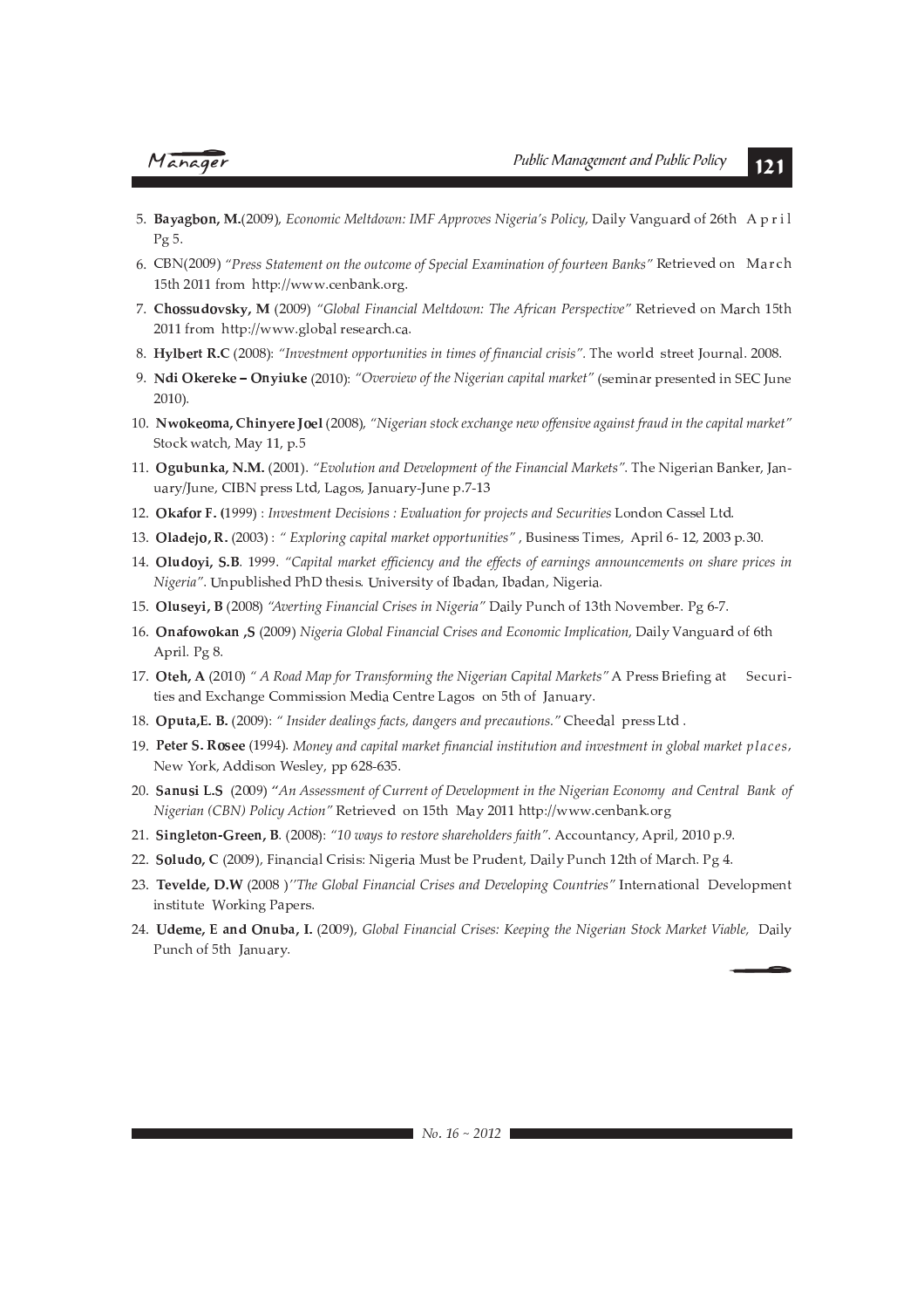5. **Bayagbon, M.**(2009), *Economic Meltdown: IMF Approves Nigeria's Policy,* Daily Vanguard of 26th April Pg 5.
6. CBN(2009) *"Press Statement on the outcome of Special Examination of fourteen Banks"* Retrieved on March 15th 2011 from http://www.cenbank.org.
7. **Chossudovsky, M** (2009) *"Global Financial Meltdown: The African Perspective"* Retrieved on March 15th 2011 from http://www.global research.ca.
8. **Hylbert R.C** (2008): *"Investment opportunities in times of financial crisis".* The world street Journal. 2008.
9. **Ndi Okereke – Onyiuke** (2010): *"Overview of the Nigerian capital market"* (seminar presented in SEC June 2010).
10. **Nwokeoma, Chinyere Joel** (2008), *"Nigerian stock exchange new offensive against fraud in the capital market"* Stock watch, May 11, p.5
11. **Ogubunka, N.M.** (2001). *"Evolution and Development of the Financial Markets".* The Nigerian Banker, January/June, CIBN press Ltd, Lagos, January-June p.7-13
12. **Okafor F. (**1999) : *Investment Decisions : Evaluation for projects and Securities* London Cassel Ltd.
13. **Oladejo, R.** (2003) : *" Exploring capital market opportunities"* , Business Times, April 6- 12, 2003 p.30.
14. **Oludoyi, S.B**. 1999. *"Capital market efficiency and the effects of earnings announcements on share prices in Nigeria".* Unpublished PhD thesis. University of Ibadan, Ibadan, Nigeria.
15. **Oluseyi, B** (2008) *"Averting Financial Crises in Nigeria"* Daily Punch of 13th November. Pg 6-7.
16. **Onafowokan ,S** (2009) *Nigeria Global Financial Crises and Economic Implication,* Daily Vanguard of 6th April. Pg 8.
17. **Oteh, A** (2010) *" A Road Map for Transforming the Nigerian Capital Markets"* A Press Briefing at Securities and Exchange Commission Media Centre Lagos on 5th of January.
18. **Oputa,E. B.** (2009): *" Insider dealings facts, dangers and precautions."* Cheedal press Ltd .
19. **Peter S. Rosee** (1994). *Money and capital market financial institution and investment in global market places,* New York, Addison Wesley, pp 628-635.
20. **Sanusi L.S** (2009) *"An Assessment of Current of Development in the Nigerian Economy and Central Bank of Nigerian (CBN) Policy Action"* Retrieved on 15th May 2011 http://www.cenbank.org
21. **Singleton-Green, B**. (2008): *"10 ways to restore shareholders faith".* Accountancy, April, 2010 p.9.
22. **Soludo, C** (2009), Financial Crisis: Nigeria Must be Prudent, Daily Punch 12th of March. Pg 4.
23. **Tevelde, D.W** (2008 )*"The Global Financial Crises and Developing Countries"* International Development institute Working Papers.
24. **Udeme, E and Onuba, I.** (2009), *Global Financial Crises: Keeping the Nigerian Stock Market Viable,* Daily Punch of 5th January.